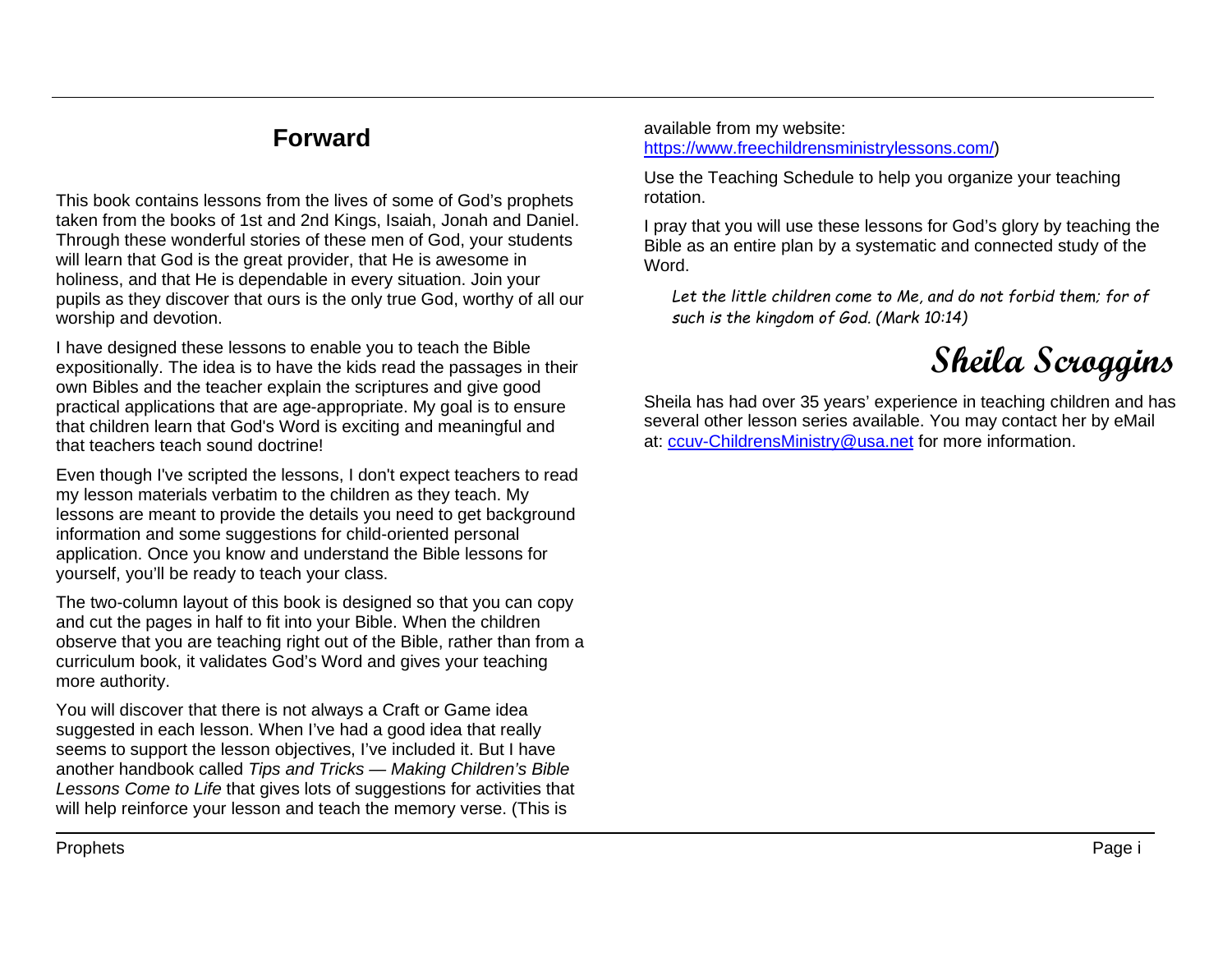# Forward

This book contains lessons from the lives of some of God's prophets taken from the books of 1st and 2nd Kings, Isaiah, Jonah and Daniel. Through these wonderful stories of these men of God, your students will learn that God is the great provider, that He is awesome in holiness, and that He is dependable in every situation. Join your pupils as they discover that ours is the only true God, worthy of all our worship and devotion.

I have designed these lessons to enable you to teach the Bible expositionally. The idea is to have the kids read the passages in their own Bibles and the teacher explain the scriptures and give good practical applications that are age-appropriate. My goal is to ensure that children learn that God's Word is exciting and meaningful and that teachers teach sound doctrine!

Even though I've scripted the lessons, I don't expect teachers to read my lesson materials verbatim to the children as they teach. My lessons are meant to provide the details you need to get background information and some suggestions for child-oriented personal application. Once you know and understand the Bible lessons for yourself, you'll be ready to teach your class.

The two-column layout of this book is designed so that you can copy and cut the pages in half to fit into your Bible. When the children observe that you are teaching right out of the Bible, rather than from a curriculum book, it validates God's Word and gives your teaching more authority.

You will discover that there is not always a Craft or Game idea suggested in each lesson. When I've had a good idea that really seems to support the lesson objectives, I've included it. But I have another handbook called *Tips and Tricks — Making Children's Bible Lessons Come to Life* that gives lots of suggestions for activities that will help reinforce your lesson and teach the memory verse. (This is available from my website: [https://www.freechildrensministrylessons.com/](https://www.freechildrensministrylessons.com/))

Use the Teaching Schedule to help you organize your teaching rotation.

I pray that you will use these lessons for God's glory by teaching the Bible as an entire plan by a systematic and connected study of the Word.

> *Let the little children come to Me, and do not forbid them; for of such is the kingdom of God. (Mark 10:14)*

**Sheila Scroggins**

Sheila has had over 35 years' experience in teaching children and has several other lesson series available. You may contact her by eMail at: [ccuv-ChildrensMinistry@usa.net](mailto:ccuv-ChildrensMinistry@usa.net) for more information.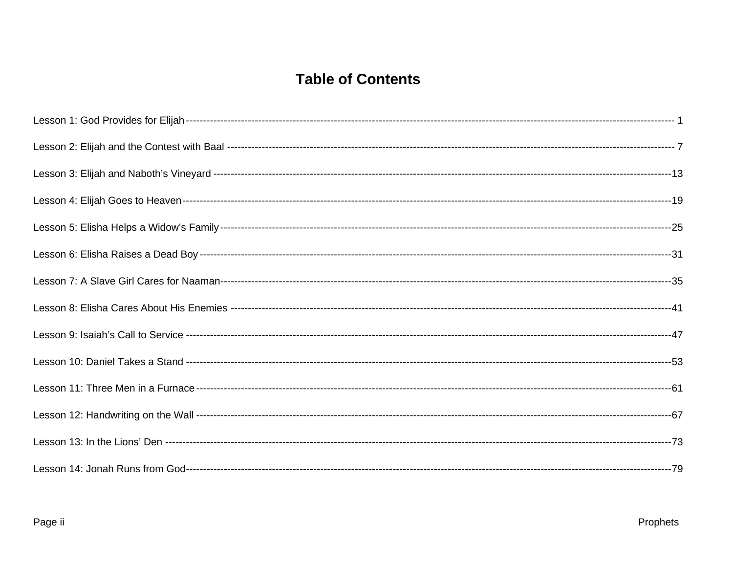# Table of Contents

Lesson 1: God Provides for Elijah ---------- 1

Lesson 2: Elijah and the Contest with Baal ---------- 7

Lesson 3: Elijah and Naboth's Vineyard ---------- 13

Lesson 4: Elijah Goes to Heaven ---------- 19

Lesson 5: Elisha Helps a Widow's Family ---------- 25

Lesson 6: Elisha Raises a Dead Boy ---------- 31

Lesson 7: A Slave Girl Cares for Naaman ---------- 35

Lesson 8: Elisha Cares About His Enemies ---------- 41

Lesson 9: Isaiah's Call to Service ---------- 47

Lesson 10: Daniel Takes a Stand ---------- 53

Lesson 11: Three Men in a Furnace ---------- 61

Lesson 12: Handwriting on the Wall ---------- 67

Lesson 13: In the Lions' Den ---------- 73

Lesson 14: Jonah Runs from God ---------- 79